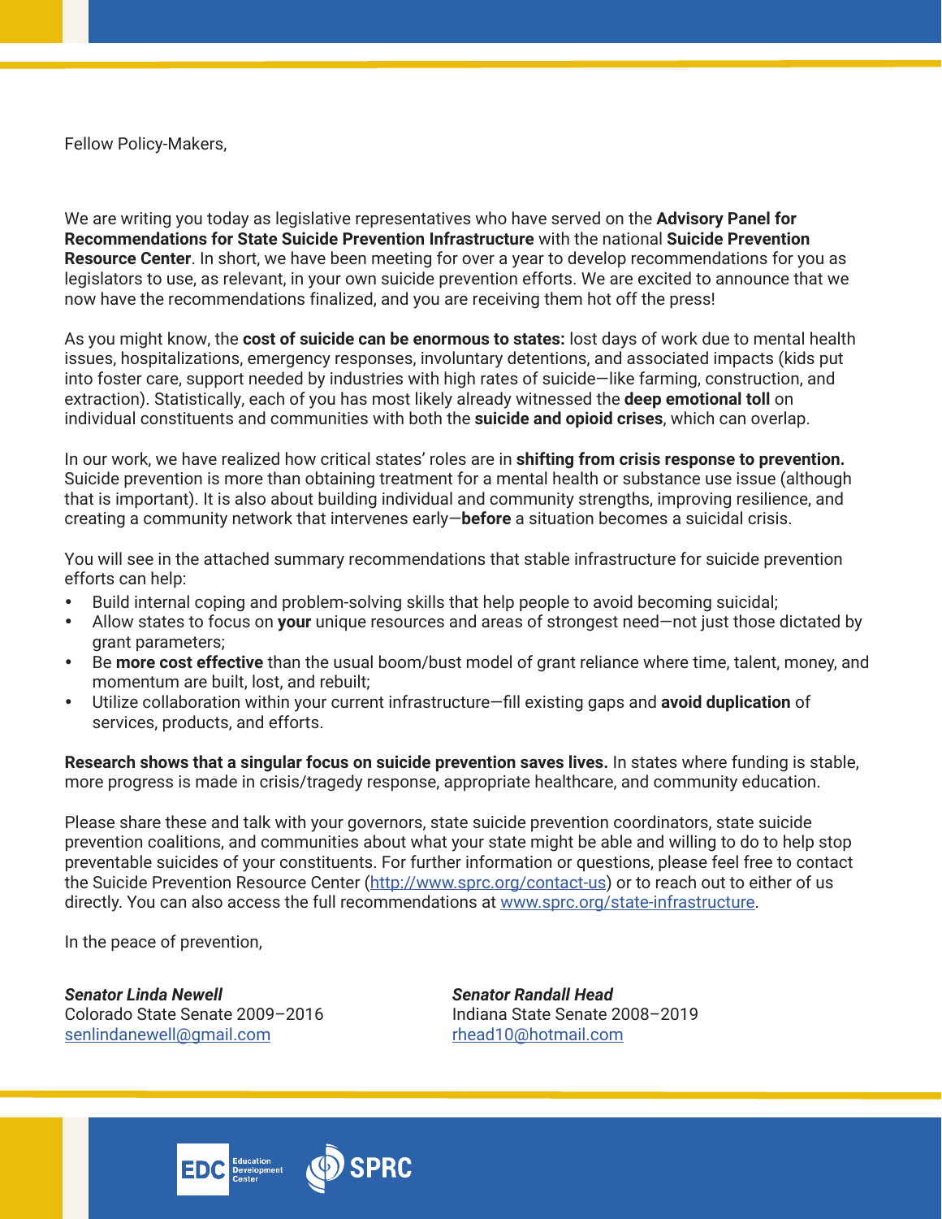Fellow Policy-Makers,

We are writing you today as legislative representatives who have served on the **Advisory Panel for Recommendations for State Suicide Prevention Infrastructure** with the national **Suicide Prevention Resource Center**. In short, we have been meeting for over a year to develop recommendations for you as legislators to use, as relevant, in your own suicide prevention efforts. We are excited to announce that we now have the recommendations finalized, and you are receiving them hot off the press!

As you might know, the **cost of suicide can be enormous to states:** lost days of work due to mental health issues, hospitalizations, emergency responses, involuntary detentions, and associated impacts (kids put into foster care, support needed by industries with high rates of suicide—like farming, construction, and extraction). Statistically, each of you has most likely already witnessed the **deep emotional toll** on individual constituents and communities with both the **suicide and opioid crises**, which can overlap.

In our work, we have realized how critical states' roles are in **shifting from crisis response to prevention.** Suicide prevention is more than obtaining treatment for a mental health or substance use issue (although that is important). It is also about building individual and community strengths, improving resilience, and creating a community network that intervenes early—**before** a situation becomes a suicidal crisis.

You will see in the attached summary recommendations that stable infrastructure for suicide prevention efforts can help:

- Build internal coping and problem-solving skills that help people to avoid becoming suicidal;
- Allow states to focus on **your** unique resources and areas of strongest need—not just those dictated by grant parameters;
- Be **more cost effective** than the usual boom/bust model of grant reliance where time, talent, money, and momentum are built, lost, and rebuilt;
- Utilize collaboration within your current infrastructure—fill existing gaps and **avoid duplication** of services, products, and efforts.

**Research shows that a singular focus on suicide prevention saves lives.** In states where funding is stable, more progress is made in crisis/tragedy response, appropriate healthcare, and community education.

Please share these and talk with your governors, state suicide prevention coordinators, state suicide prevention coalitions, and communities about what your state might be able and willing to do to help stop preventable suicides of your constituents. For further information or questions, please feel free to contact the Suicide Prevention Resource Center (http://www.sprc.org/contact-us) or to reach out to either of us directly. You can also access the full recommendations at www.sprc.org/state-infrastructure.

In the peace of prevention,

***Senator Linda Newell***
Colorado State Senate 2009–2016
senlindanewell@gmail.com

***Senator Randall Head***
Indiana State Senate 2008–2019
rhead10@hotmail.com

EDC Education Development Center

SPRC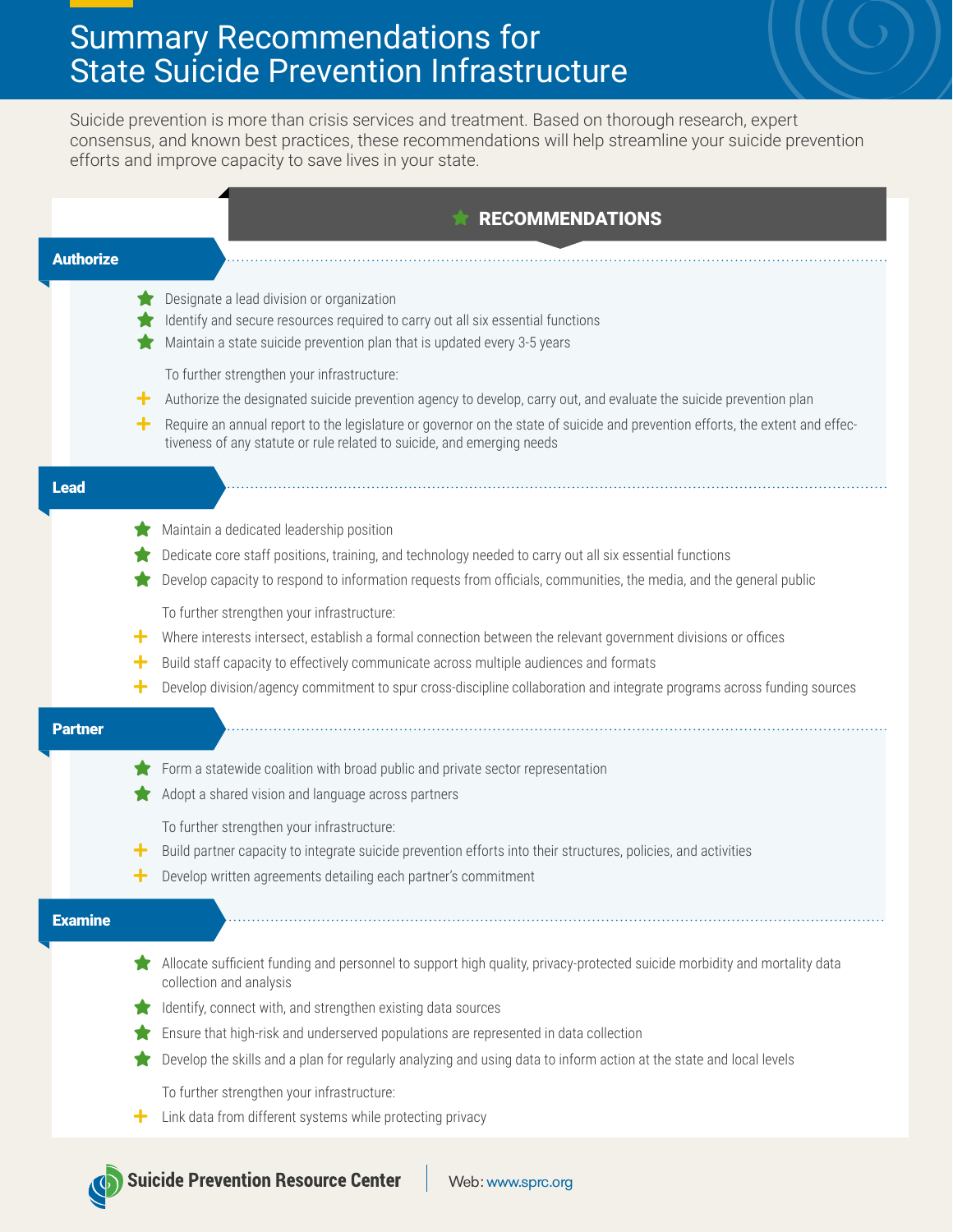# Summary Recommendations for State Suicide Prevention Infrastructure

Suicide prevention is more than crisis services and treatment. Based on thorough research, expert consensus, and known best practices, these recommendations will help streamline your suicide prevention efforts and improve capacity to save lives in your state.

## RECOMMENDATIONS

### Authorize

- Designate a lead division or organization
- Identify and secure resources required to carry out all six essential functions
- Maintain a state suicide prevention plan that is updated every 3-5 years

To further strengthen your infrastructure:

- Authorize the designated suicide prevention agency to develop, carry out, and evaluate the suicide prevention plan
- Require an annual report to the legislature or governor on the state of suicide and prevention efforts, the extent and effectiveness of any statute or rule related to suicide, and emerging needs

### Lead

- Maintain a dedicated leadership position
- Dedicate core staff positions, training, and technology needed to carry out all six essential functions
- Develop capacity to respond to information requests from officials, communities, the media, and the general public

To further strengthen your infrastructure:

- Where interests intersect, establish a formal connection between the relevant government divisions or offices
- Build staff capacity to effectively communicate across multiple audiences and formats
- Develop division/agency commitment to spur cross-discipline collaboration and integrate programs across funding sources

### Partner

- Form a statewide coalition with broad public and private sector representation
- Adopt a shared vision and language across partners

To further strengthen your infrastructure:

- Build partner capacity to integrate suicide prevention efforts into their structures, policies, and activities
- Develop written agreements detailing each partner's commitment

### Examine

- Allocate sufficient funding and personnel to support high quality, privacy-protected suicide morbidity and mortality data collection and analysis
- Identify, connect with, and strengthen existing data sources
- Ensure that high-risk and underserved populations are represented in data collection
- Develop the skills and a plan for regularly analyzing and using data to inform action at the state and local levels

To further strengthen your infrastructure:

- Link data from different systems while protecting privacy

Suicide Prevention Resource Center | Web: www.sprc.org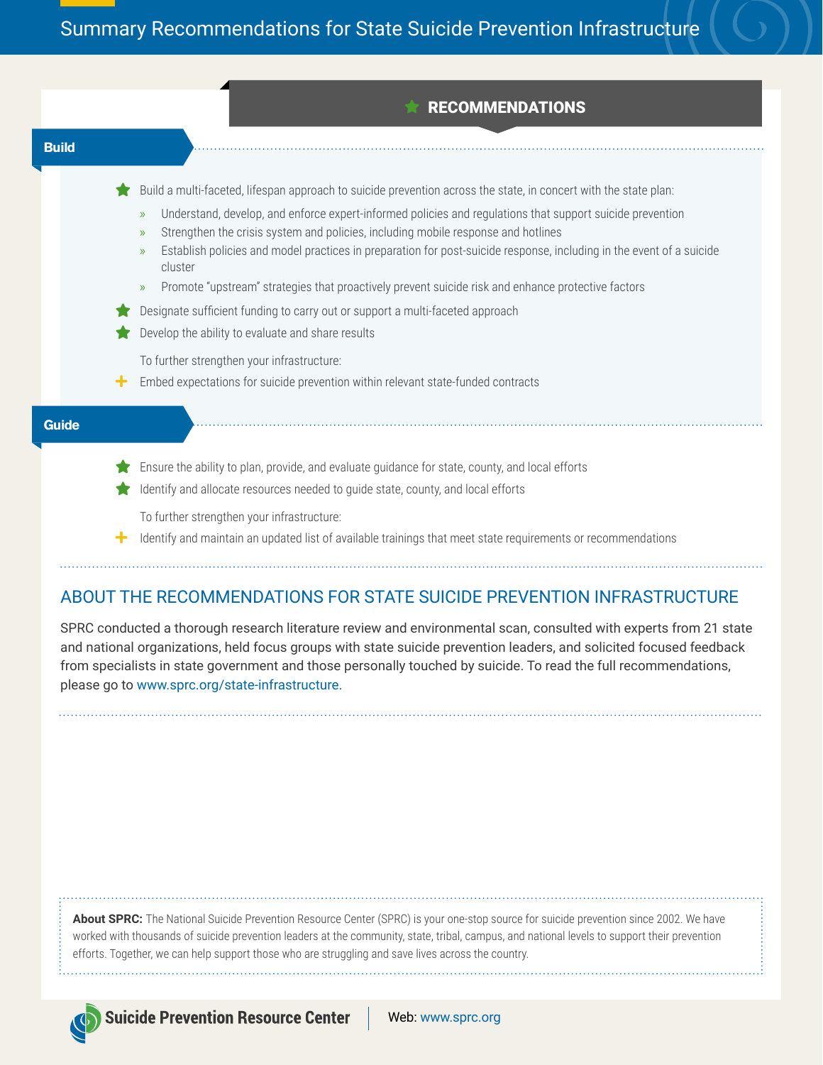## RECOMMENDATIONS

### Build

- Build a multi-faceted, lifespan approach to suicide prevention across the state, in concert with the state plan:
  - Understand, develop, and enforce expert-informed policies and regulations that support suicide prevention
  - Strengthen the crisis system and policies, including mobile response and hotlines
  - Establish policies and model practices in preparation for post-suicide response, including in the event of a suicide cluster
  - Promote "upstream" strategies that proactively prevent suicide risk and enhance protective factors
- Designate sufficient funding to carry out or support a multi-faceted approach
- Develop the ability to evaluate and share results

To further strengthen your infrastructure:

+ Embed expectations for suicide prevention within relevant state-funded contracts

### Guide

- Ensure the ability to plan, provide, and evaluate guidance for state, county, and local efforts
- Identify and allocate resources needed to guide state, county, and local efforts

To further strengthen your infrastructure:

+ Identify and maintain an updated list of available trainings that meet state requirements or recommendations

## ABOUT THE RECOMMENDATIONS FOR STATE SUICIDE PREVENTION INFRASTRUCTURE

SPRC conducted a thorough research literature review and environmental scan, consulted with experts from 21 state and national organizations, held focus groups with state suicide prevention leaders, and solicited focused feedback from specialists in state government and those personally touched by suicide. To read the full recommendations, please go to www.sprc.org/state-infrastructure.

**About SPRC:** The National Suicide Prevention Resource Center (SPRC) is your one-stop source for suicide prevention since 2002. We have worked with thousands of suicide prevention leaders at the community, state, tribal, campus, and national levels to support their prevention efforts. Together, we can help support those who are struggling and save lives across the country.

**Suicide Prevention Resource Center** | Web: www.sprc.org